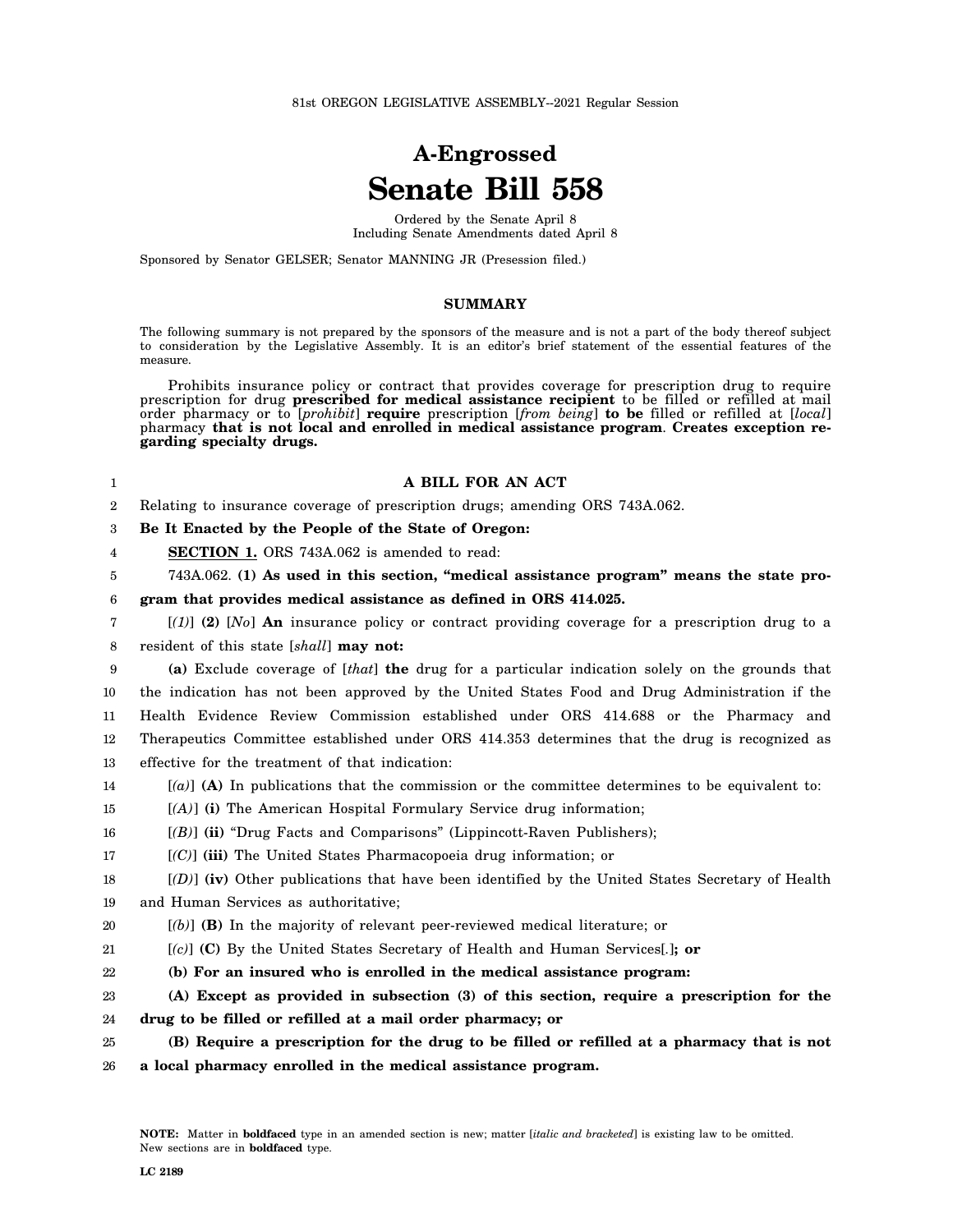81st OREGON LEGISLATIVE ASSEMBLY--2021 Regular Session

# A-Engrossed
# Senate Bill 558

Ordered by the Senate April 8
Including Senate Amendments dated April 8

Sponsored by Senator GELSER; Senator MANNING JR (Presession filed.)

## SUMMARY

The following summary is not prepared by the sponsors of the measure and is not a part of the body thereof subject to consideration by the Legislative Assembly. It is an editor's brief statement of the essential features of the measure.

Prohibits insurance policy or contract that provides coverage for prescription drug to require prescription for drug **prescribed for medical assistance recipient** to be filled or refilled at mail order pharmacy or to [*prohibit*] **require** prescription [*from being*] **to be** filled or refilled at [*local*] pharmacy **that is not local and enrolled in medical assistance program**. **Creates exception regarding specialty drugs.**

## A BILL FOR AN ACT

Relating to insurance coverage of prescription drugs; amending ORS 743A.062.

**Be It Enacted by the People of the State of Oregon:**

**SECTION 1.** ORS 743A.062 is amended to read:

743A.062. **(1) As used in this section, "medical assistance program" means the state program that provides medical assistance as defined in ORS 414.025.**

[*(1)*] **(2)** [*No*] **An** insurance policy or contract providing coverage for a prescription drug to a resident of this state [*shall*] **may not:**

**(a)** Exclude coverage of [*that*] **the** drug for a particular indication solely on the grounds that the indication has not been approved by the United States Food and Drug Administration if the Health Evidence Review Commission established under ORS 414.688 or the Pharmacy and Therapeutics Committee established under ORS 414.353 determines that the drug is recognized as effective for the treatment of that indication:

[*(a)*] **(A)** In publications that the commission or the committee determines to be equivalent to:

[*(A)*] **(i)** The American Hospital Formulary Service drug information;

[*(B)*] **(ii)** "Drug Facts and Comparisons" (Lippincott-Raven Publishers);

[*(C)*] **(iii)** The United States Pharmacopoeia drug information; or

[*(D)*] **(iv)** Other publications that have been identified by the United States Secretary of Health and Human Services as authoritative;

[*(b)*] **(B)** In the majority of relevant peer-reviewed medical literature; or

[*(c)*] **(C)** By the United States Secretary of Health and Human Services[*.*]**; or**

**(b) For an insured who is enrolled in the medical assistance program:**

**(A) Except as provided in subsection (3) of this section, require a prescription for the drug to be filled or refilled at a mail order pharmacy; or**

**(B) Require a prescription for the drug to be filled or refilled at a pharmacy that is not a local pharmacy enrolled in the medical assistance program.**

**NOTE:** Matter in **boldfaced** type in an amended section is new; matter [*italic and bracketed*] is existing law to be omitted. New sections are in **boldfaced** type.

LC 2189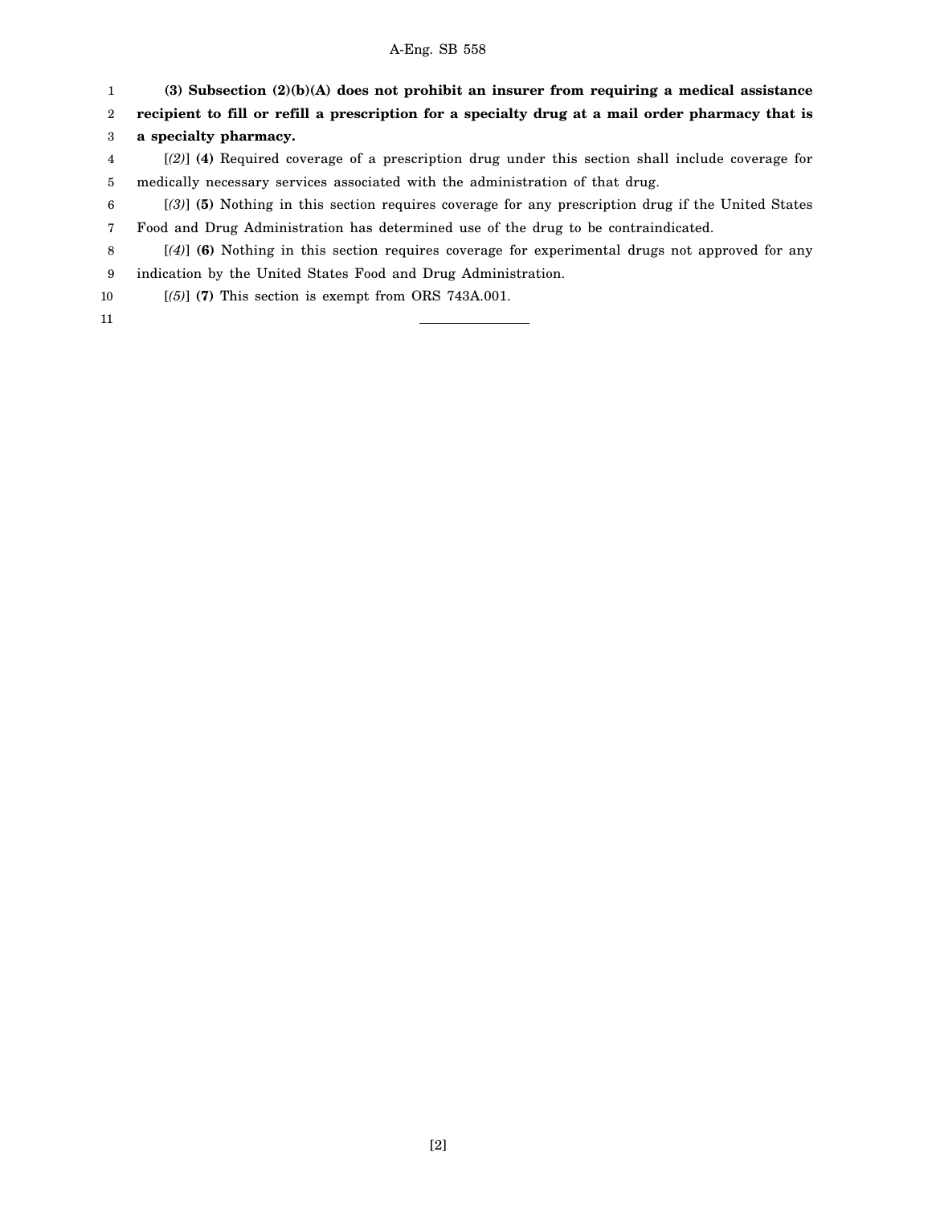**(3) Subsection (2)(b)(A) does not prohibit an insurer from requiring a medical assistance recipient to fill or refill a prescription for a specialty drug at a mail order pharmacy that is a specialty pharmacy.**

[*(2)*] **(4)** Required coverage of a prescription drug under this section shall include coverage for medically necessary services associated with the administration of that drug.

[*(3)*] **(5)** Nothing in this section requires coverage for any prescription drug if the United States Food and Drug Administration has determined use of the drug to be contraindicated.

[*(4)*] **(6)** Nothing in this section requires coverage for experimental drugs not approved for any indication by the United States Food and Drug Administration.

[*(5)*] **(7)** This section is exempt from ORS 743A.001.

---